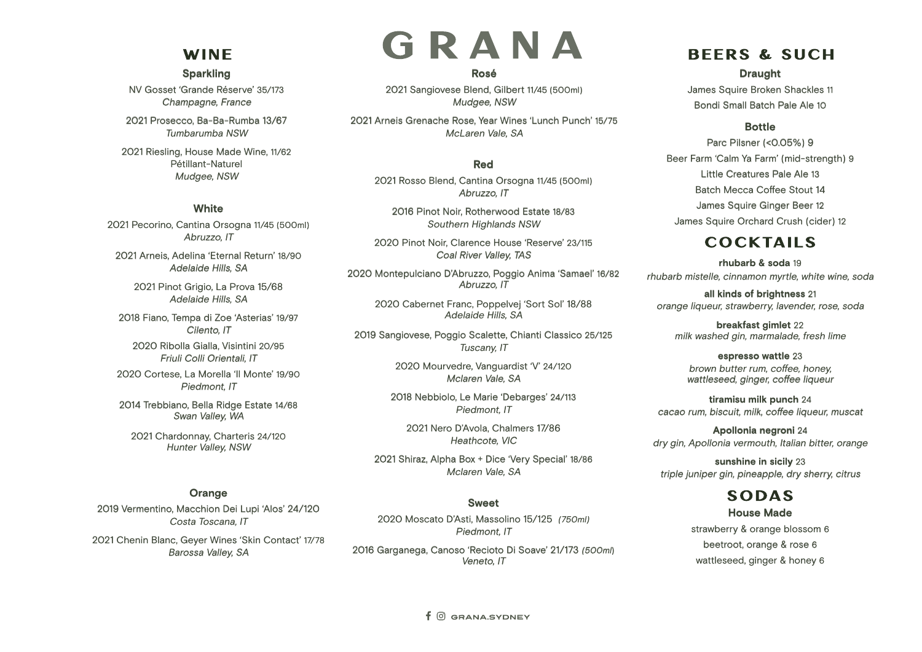# GRANA

## WINE

### Sparkling

NV Gosset 'Grande Réserve' 35/173
*Champagne, France*

2021 Prosecco, Ba-Ba-Rumba 13/67
*Tumbarumba NSW*

2021 Riesling, House Made Wine, 11/62
Pétillant-Naturel
*Mudgee, NSW*

### White

2021 Pecorino, Cantina Orsogna 11/45 (500ml)
*Abruzzo, IT*

2021 Arneis, Adelina 'Eternal Return' 18/90
*Adelaide Hills, SA*

2021 Pinot Grigio, La Prova 15/68
*Adelaide Hills, SA*

2018 Fiano, Tempa di Zoe 'Asterias' 19/97
*Cilento, IT*

2020 Ribolla Gialla, Visintini 20/95
*Friuli Colli Orientali, IT*

2020 Cortese, La Morella 'Il Monte' 19/90
*Piedmont, IT*

2014 Trebbiano, Bella Ridge Estate 14/68
*Swan Valley, WA*

2021 Chardonnay, Charteris 24/120
*Hunter Valley, NSW*

### Orange

2019 Vermentino, Macchion Dei Lupi 'Alos' 24/120
*Costa Toscana, IT*

2021 Chenin Blanc, Geyer Wines 'Skin Contact' 17/78
*Barossa Valley, SA*

### Rosé

2021 Sangiovese Blend, Gilbert 11/45 (500ml)
*Mudgee, NSW*

2021 Arneis Grenache Rose, Year Wines 'Lunch Punch' 15/75
*McLaren Vale, SA*

### Red

2021 Rosso Blend, Cantina Orsogna 11/45 (500ml)
*Abruzzo, IT*

2016 Pinot Noir, Rotherwood Estate 18/83
*Southern Highlands NSW*

2020 Pinot Noir, Clarence House 'Reserve' 23/115
*Coal River Valley, TAS*

2020 Montepulciano D'Abruzzo, Poggio Anima 'Samael' 16/82
*Abruzzo, IT*

2020 Cabernet Franc, Poppelvej 'Sort Sol' 18/88
*Adelaide Hills, SA*

2019 Sangiovese, Poggio Scalette, Chianti Classico 25/125
*Tuscany, IT*

2020 Mourvedre, Vanguardist 'V' 24/120
*Mclaren Vale, SA*

2018 Nebbiolo, Le Marie 'Debarges' 24/113
*Piedmont, IT*

2021 Nero D'Avola, Chalmers 17/86
*Heathcote, VIC*

2021 Shiraz, Alpha Box + Dice 'Very Special' 18/86
*Mclaren Vale, SA*

### Sweet

2020 Moscato D'Asti, Massolino 15/125 *(750ml)*
*Piedmont, IT*

2016 Garganega, Canoso 'Recioto Di Soave' 21/173 *(500ml)*
*Veneto, IT*

## BEERS & SUCH

### Draught

James Squire Broken Shackles 11

Bondi Small Batch Pale Ale 10

### Bottle

Parc Pilsner (<0.05%) 9

Beer Farm 'Calm Ya Farm' (mid-strength) 9

Little Creatures Pale Ale 13

Batch Mecca Coffee Stout 14

James Squire Ginger Beer 12

James Squire Orchard Crush (cider) 12

## COCKTAILS

**rhubarb & soda** 19
*rhubarb mistelle, cinnamon myrtle, white wine, soda*

**all kinds of brightness** 21
*orange liqueur, strawberry, lavender, rose, soda*

**breakfast gimlet** 22
*milk washed gin, marmalade, fresh lime*

**espresso wattle** 23
*brown butter rum, coffee, honey, wattleseed, ginger, coffee liqueur*

**tiramisu milk punch** 24
*cacao rum, biscuit, milk, coffee liqueur, muscat*

**Apollonia negroni** 24
*dry gin, Apollonia vermouth, Italian bitter, orange*

**sunshine in sicily** 23
*triple juniper gin, pineapple, dry sherry, citrus*

## SODAS

### House Made

strawberry & orange blossom 6

beetroot, orange & rose 6

wattleseed, ginger & honey 6

GRANA.SYDNEY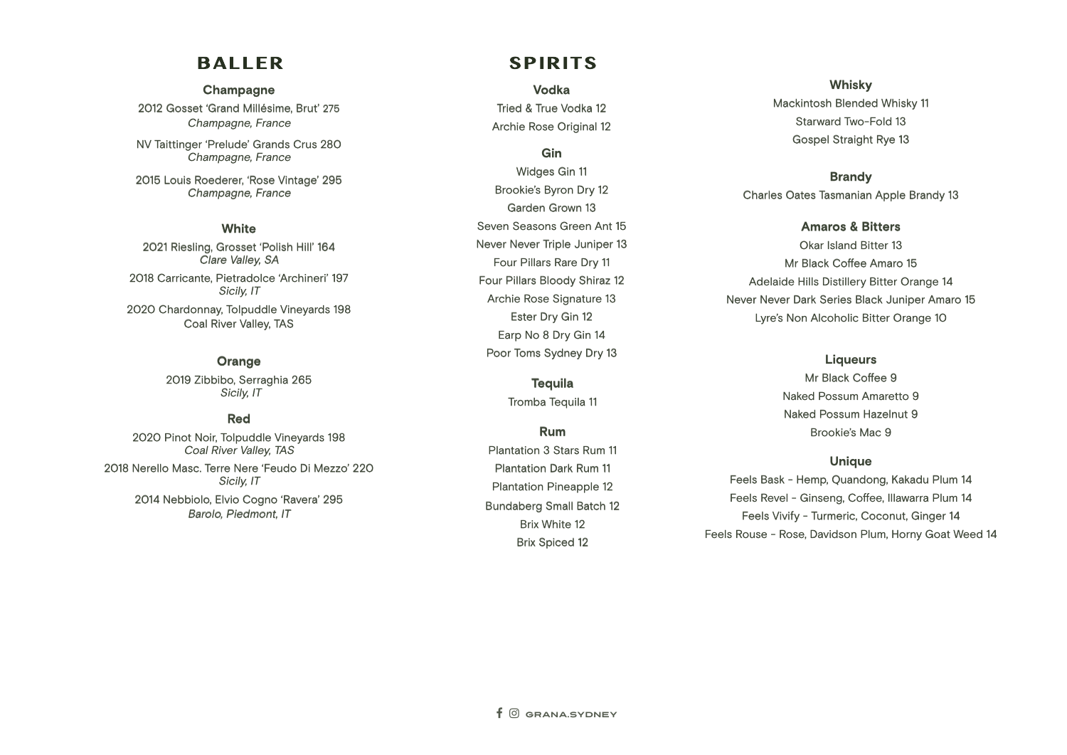# BALLER

### Champagne

2012 Gosset 'Grand Millésime, Brut' 275
*Champagne, France*

NV Taittinger 'Prelude' Grands Crus 280
*Champagne, France*

2015 Louis Roederer, 'Rose Vintage' 295
*Champagne, France*

### White

2021 Riesling, Grosset 'Polish Hill' 164
*Clare Valley, SA*

2018 Carricante, Pietradolce 'Archineri' 197
*Sicily, IT*

2020 Chardonnay, Tolpuddle Vineyards 198
Coal River Valley, TAS

### Orange

2019 Zibbibo, Serraghia 265
*Sicily, IT*

### Red

2020 Pinot Noir, Tolpuddle Vineyards 198
*Coal River Valley, TAS*

2018 Nerello Masc. Terre Nere 'Feudo Di Mezzo' 220
*Sicily, IT*

2014 Nebbiolo, Elvio Cogno 'Ravera' 295
*Barolo, Piedmont, IT*

# SPIRITS

### Vodka

Tried & True Vodka 12
Archie Rose Original 12

### Gin

Widges Gin 11
Brookie's Byron Dry 12
Garden Grown 13
Seven Seasons Green Ant 15
Never Never Triple Juniper 13
Four Pillars Rare Dry 11
Four Pillars Bloody Shiraz 12
Archie Rose Signature 13
Ester Dry Gin 12
Earp No 8 Dry Gin 14
Poor Toms Sydney Dry 13

### Tequila

Tromba Tequila 11

### Rum

Plantation 3 Stars Rum 11
Plantation Dark Rum 11
Plantation Pineapple 12
Bundaberg Small Batch 12
Brix White 12
Brix Spiced 12

### Whisky

Mackintosh Blended Whisky 11
Starward Two-Fold 13
Gospel Straight Rye 13

### Brandy

Charles Oates Tasmanian Apple Brandy 13

### Amaros & Bitters

Okar Island Bitter 13
Mr Black Coffee Amaro 15
Adelaide Hills Distillery Bitter Orange 14
Never Never Dark Series Black Juniper Amaro 15
Lyre's Non Alcoholic Bitter Orange 10

### Liqueurs

Mr Black Coffee 9
Naked Possum Amaretto 9
Naked Possum Hazelnut 9
Brookie's Mac 9

### Unique

Feels Bask - Hemp, Quandong, Kakadu Plum 14
Feels Revel - Ginseng, Coffee, Illawarra Plum 14
Feels Vivify - Turmeric, Coconut, Ginger 14
Feels Rouse - Rose, Davidson Plum, Horny Goat Weed 14

GRANA.SYDNEY